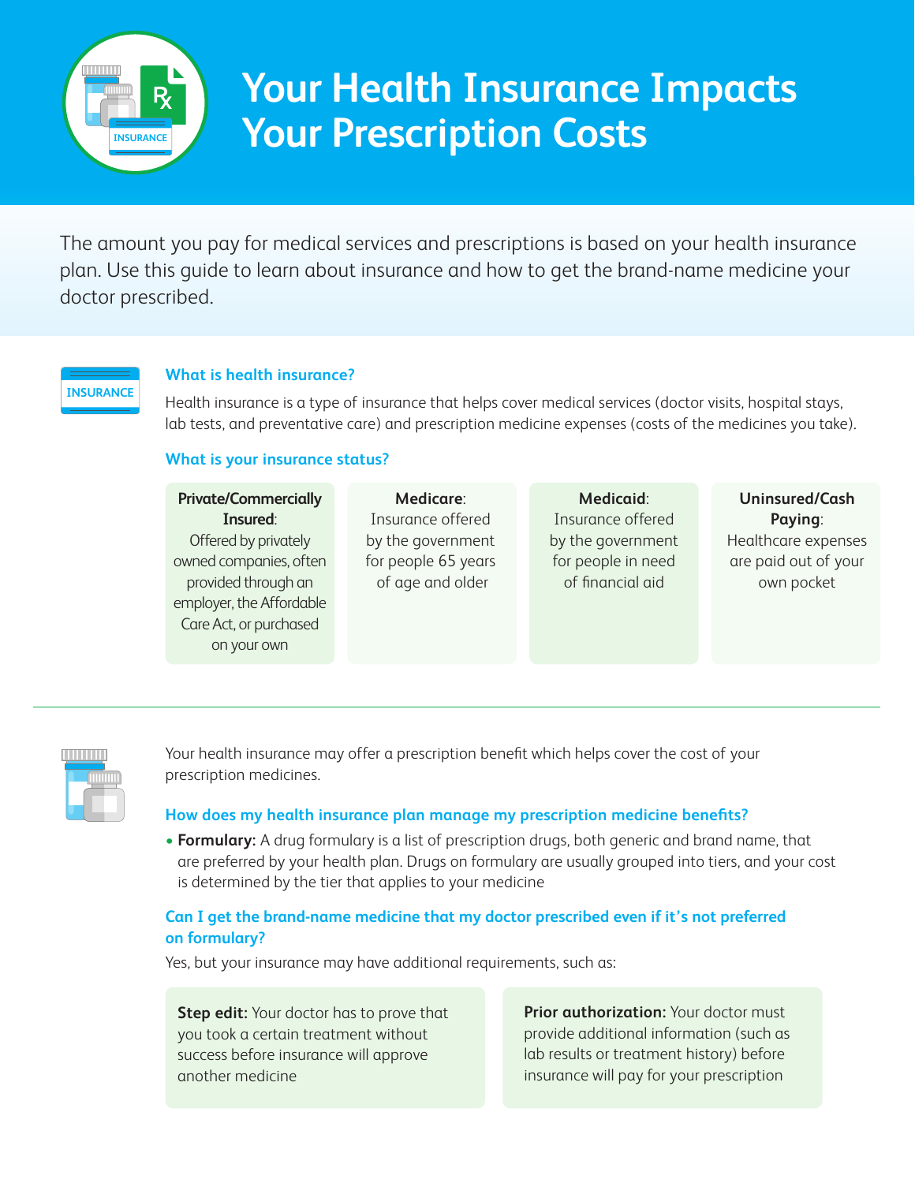# Your Health Insurance Impacts Your Prescription Costs

The amount you pay for medical services and prescriptions is based on your health insurance plan. Use this guide to learn about insurance and how to get the brand-name medicine your doctor prescribed.

### What is health insurance?

Health insurance is a type of insurance that helps cover medical services (doctor visits, hospital stays, lab tests, and preventative care) and prescription medicine expenses (costs of the medicines you take).

### What is your insurance status?

**Private/Commercially Insured**: Offered by privately owned companies, often provided through an employer, the Affordable Care Act, or purchased on your own

**Medicare**: Insurance offered by the government for people 65 years of age and older

**Medicaid**: Insurance offered by the government for people in need of financial aid

**Uninsured/Cash Paying**: Healthcare expenses are paid out of your own pocket

---

Your health insurance may offer a prescription benefit which helps cover the cost of your prescription medicines.

### How does my health insurance plan manage my prescription medicine benefits?

- **Formulary:** A drug formulary is a list of prescription drugs, both generic and brand name, that are preferred by your health plan. Drugs on formulary are usually grouped into tiers, and your cost is determined by the tier that applies to your medicine

### Can I get the brand-name medicine that my doctor prescribed even if it's not preferred on formulary?

Yes, but your insurance may have additional requirements, such as:

**Step edit:** Your doctor has to prove that you took a certain treatment without success before insurance will approve another medicine

**Prior authorization:** Your doctor must provide additional information (such as lab results or treatment history) before insurance will pay for your prescription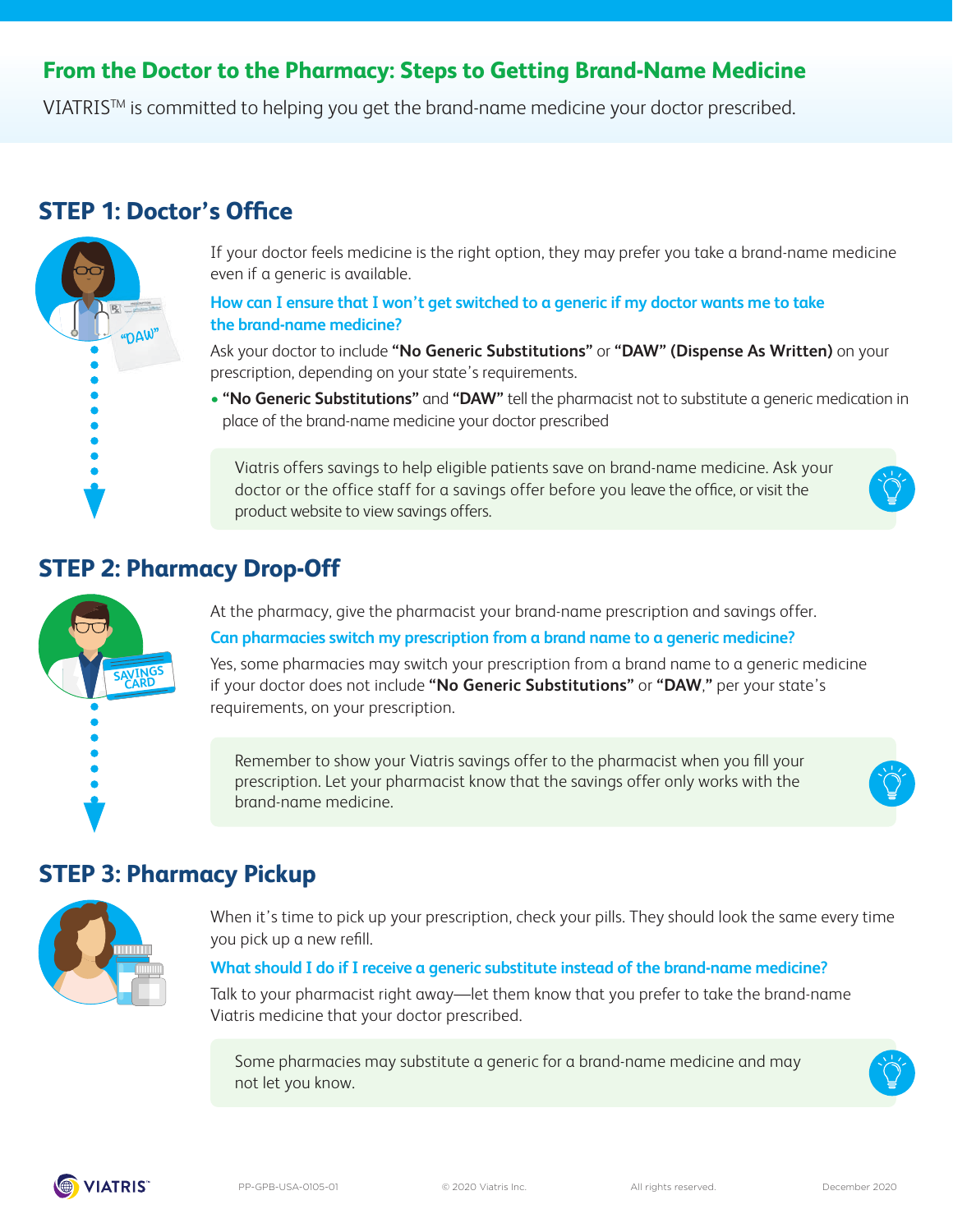# From the Doctor to the Pharmacy: Steps to Getting Brand-Name Medicine

VIATRIS™ is committed to helping you get the brand-name medicine your doctor prescribed.

## STEP 1: Doctor's Office

If your doctor feels medicine is the right option, they may prefer you take a brand-name medicine even if a generic is available.

### How can I ensure that I won't get switched to a generic if my doctor wants me to take the brand-name medicine?

Ask your doctor to include **"No Generic Substitutions"** or **"DAW" (Dispense As Written)** on your prescription, depending on your state's requirements.

- **"No Generic Substitutions"** and **"DAW"** tell the pharmacist not to substitute a generic medication in place of the brand-name medicine your doctor prescribed

> Viatris offers savings to help eligible patients save on brand-name medicine. Ask your doctor or the office staff for a savings offer before you leave the office, or visit the product website to view savings offers.

## STEP 2: Pharmacy Drop-Off

At the pharmacy, give the pharmacist your brand-name prescription and savings offer.

### Can pharmacies switch my prescription from a brand name to a generic medicine?

Yes, some pharmacies may switch your prescription from a brand name to a generic medicine if your doctor does not include **"No Generic Substitutions"** or **"DAW,"** per your state's requirements, on your prescription.

> Remember to show your Viatris savings offer to the pharmacist when you fill your prescription. Let your pharmacist know that the savings offer only works with the brand-name medicine.

## STEP 3: Pharmacy Pickup

When it's time to pick up your prescription, check your pills. They should look the same every time you pick up a new refill.

### What should I do if I receive a generic substitute instead of the brand-name medicine?

Talk to your pharmacist right away—let them know that you prefer to take the brand-name Viatris medicine that your doctor prescribed.

> Some pharmacies may substitute a generic for a brand-name medicine and may not let you know.

VIATRIS™ PP-GPB-USA-0105-01 © 2020 Viatris Inc. All rights reserved. December 2020